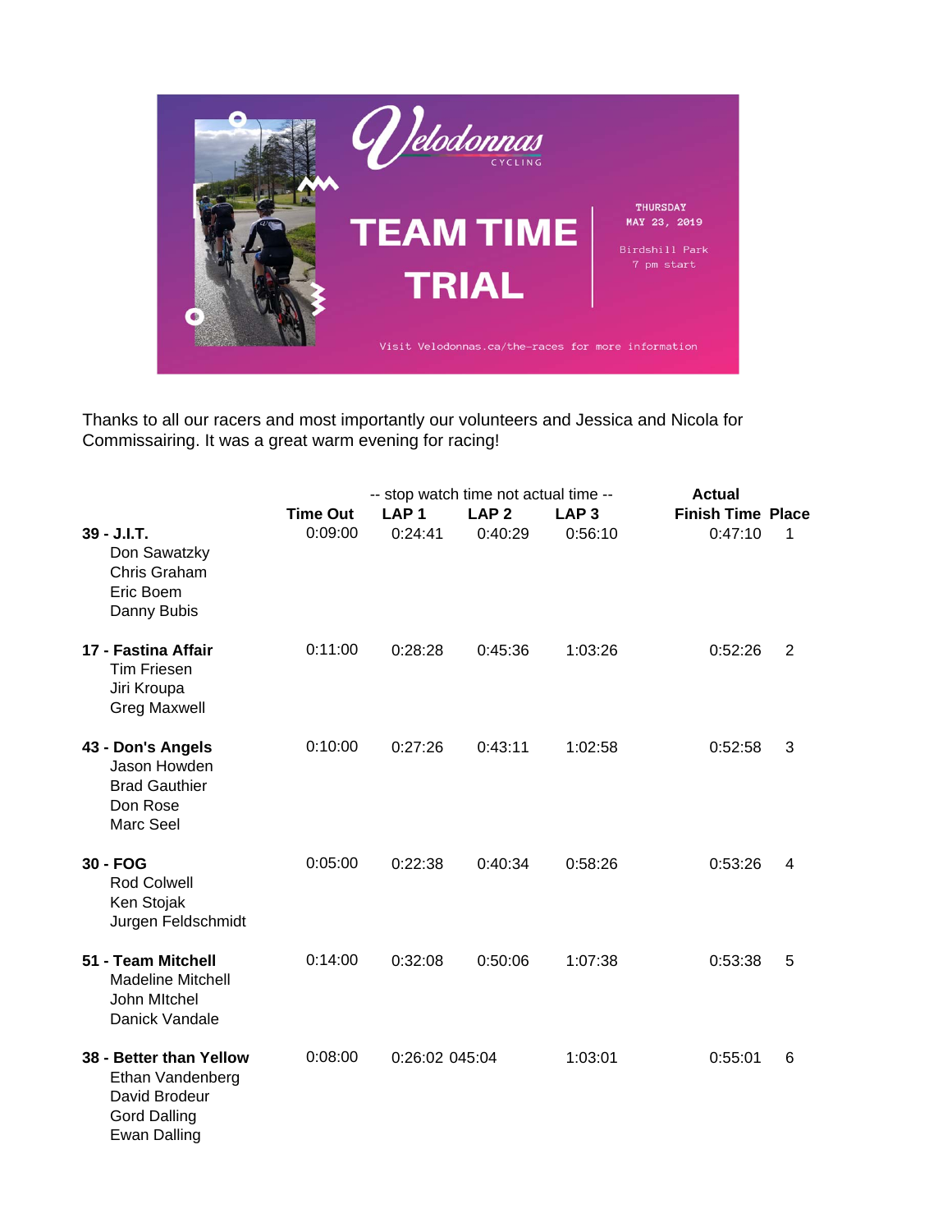Thanks to all our racers and most importantly our volunteers and Jessica and Nicola for Commissairing. It was a great warm evening for racing!

| | | -- stop watch time not actual time -- | | | Actual | |
|---|---|---|---|---|---|---|
| | **Time Out** | **LAP 1** | **LAP 2** | **LAP 3** | **Finish Time** | **Place** |
| **39 - J.I.T.**<br>Don Sawatzky<br>Chris Graham<br>Eric Boem<br>Danny Bubis | 0:09:00 | 0:24:41 | 0:40:29 | 0:56:10 | 0:47:10 | 1 |
| **17 - Fastina Affair**<br>Tim Friesen<br>Jiri Kroupa<br>Greg Maxwell | 0:11:00 | 0:28:28 | 0:45:36 | 1:03:26 | 0:52:26 | 2 |
| **43 - Don's Angels**<br>Jason Howden<br>Brad Gauthier<br>Don Rose<br>Marc Seel | 0:10:00 | 0:27:26 | 0:43:11 | 1:02:58 | 0:52:58 | 3 |
| **30 - FOG**<br>Rod Colwell<br>Ken Stojak<br>Jurgen Feldschmidt | 0:05:00 | 0:22:38 | 0:40:34 | 0:58:26 | 0:53:26 | 4 |
| **51 - Team Mitchell**<br>Madeline Mitchell<br>John MItchel<br>Danick Vandale | 0:14:00 | 0:32:08 | 0:50:06 | 1:07:38 | 0:53:38 | 5 |
| **38 - Better than Yellow**<br>Ethan Vandenberg<br>David Brodeur<br>Gord Dalling<br>Ewan Dalling | 0:08:00 | 0:26:02 045:04 | | 1:03:01 | 0:55:01 | 6 |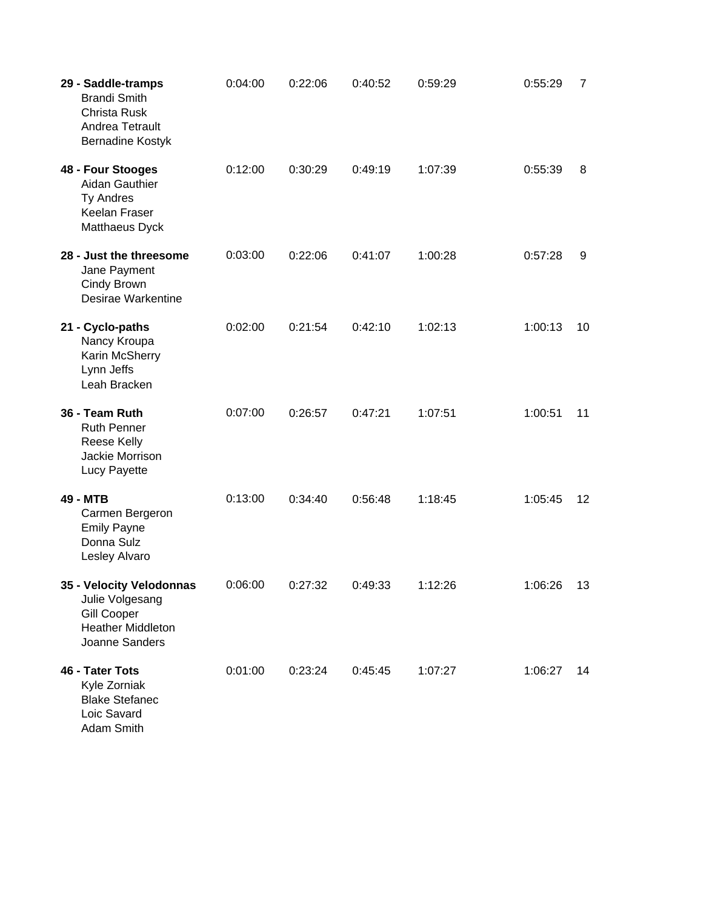| | | | | | | |
|---|---|---|---|---|---|---|
| **29 - Saddle-tramps**<br>Brandi Smith<br>Christa Rusk<br>Andrea Tetrault<br>Bernadine Kostyk | 0:04:00 | 0:22:06 | 0:40:52 | 0:59:29 | 0:55:29 | 7 |
| **48 - Four Stooges**<br>Aidan Gauthier<br>Ty Andres<br>Keelan Fraser<br>Matthaeus Dyck | 0:12:00 | 0:30:29 | 0:49:19 | 1:07:39 | 0:55:39 | 8 |
| **28 - Just the threesome**<br>Jane Payment<br>Cindy Brown<br>Desirae Warkentine | 0:03:00 | 0:22:06 | 0:41:07 | 1:00:28 | 0:57:28 | 9 |
| **21 - Cyclo-paths**<br>Nancy Kroupa<br>Karin McSherry<br>Lynn Jeffs<br>Leah Bracken | 0:02:00 | 0:21:54 | 0:42:10 | 1:02:13 | 1:00:13 | 10 |
| **36 - Team Ruth**<br>Ruth Penner<br>Reese Kelly<br>Jackie Morrison<br>Lucy Payette | 0:07:00 | 0:26:57 | 0:47:21 | 1:07:51 | 1:00:51 | 11 |
| **49 - MTB**<br>Carmen Bergeron<br>Emily Payne<br>Donna Sulz<br>Lesley Alvaro | 0:13:00 | 0:34:40 | 0:56:48 | 1:18:45 | 1:05:45 | 12 |
| **35 - Velocity Velodonnas**<br>Julie Volgesang<br>Gill Cooper<br>Heather Middleton<br>Joanne Sanders | 0:06:00 | 0:27:32 | 0:49:33 | 1:12:26 | 1:06:26 | 13 |
| **46 - Tater Tots**<br>Kyle Zorniak<br>Blake Stefanec<br>Loic Savard<br>Adam Smith | 0:01:00 | 0:23:24 | 0:45:45 | 1:07:27 | 1:06:27 | 14 |